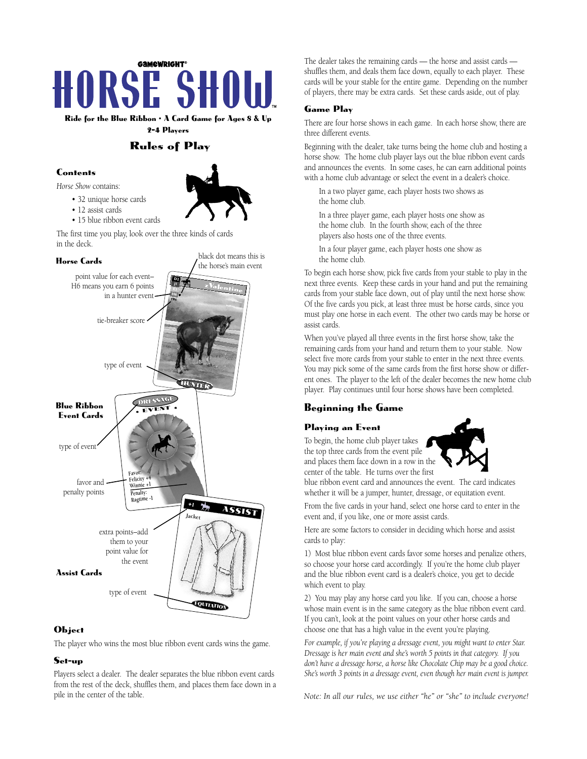GAMEWRIGHT®

# HORSE SHOW™

**Ride for the Blue Ribbon • A Card Game for Ages 8 & Up**

**2-4 Players**

## Rules of Play

### Contents

*Horse Show* contains:

- 32 unique horse cards
- 12 assist cards
- 15 blue ribbon event cards

The first time you play, look over the three kinds of cards in the deck.

**Horse Cards**

black dot means this is the horse's main event

point value for each event– H6 means you earn 6 points in a hunter event

tie-breaker score

type of event

**Blue Ribbon Event Cards**

type of event

favor and penalty points

**Assist Cards**

extra points–add them to your point value for the event

type of event

### Object

The player who wins the most blue ribbon event cards wins the game.

### Set-up

Players select a dealer. The dealer separates the blue ribbon event cards from the rest of the deck, shuffles them, and places them face down in a pile in the center of the table.

The dealer takes the remaining cards — the horse and assist cards — shuffles them, and deals them face down, equally to each player. These cards will be your stable for the entire game. Depending on the number of players, there may be extra cards. Set these cards aside, out of play.

### Game Play

There are four horse shows in each game. In each horse show, there are three different events.

Beginning with the dealer, take turns being the home club and hosting a horse show. The home club player lays out the blue ribbon event cards and announces the events. In some cases, he can earn additional points with a home club advantage or select the event in a dealer's choice.

In a two player game, each player hosts two shows as the home club.

In a three player game, each player hosts one show as the home club. In the fourth show, each of the three players also hosts one of the three events.

In a four player game, each player hosts one show as the home club.

To begin each horse show, pick five cards from your stable to play in the next three events. Keep these cards in your hand and put the remaining cards from your stable face down, out of play until the next horse show. Of the five cards you pick, at least three must be horse cards, since you must play one horse in each event. The other two cards may be horse or assist cards.

When you've played all three events in the first horse show, take the remaining cards from your hand and return them to your stable. Now select five more cards from your stable to enter in the next three events. You may pick some of the same cards from the first horse show or different ones. The player to the left of the dealer becomes the new home club player. Play continues until four horse shows have been completed.

## Beginning the Game

### Playing an Event

To begin, the home club player takes the top three cards from the event pile and places them face down in a row in the center of the table. He turns over the first blue ribbon event card and announces the event. The card indicates whether it will be a jumper, hunter, dressage, or equitation event.

From the five cards in your hand, select one horse card to enter in the event and, if you like, one or more assist cards.

Here are some factors to consider in deciding which horse and assist cards to play:

1) Most blue ribbon event cards favor some horses and penalize others, so choose your horse card accordingly. If you're the home club player and the blue ribbon event card is a dealer's choice, you get to decide which event to play.

2) You may play any horse card you like. If you can, choose a horse whose main event is in the same category as the blue ribbon event card. If you can't, look at the point values on your other horse cards and choose one that has a high value in the event you're playing.

*For example, if you're playing a dressage event, you might want to enter Star. Dressage is her main event and she's worth 5 points in that category. If you don't have a dressage horse, a horse like Chocolate Chip may be a good choice. She's worth 3 points in a dressage event, even though her main event is jumper.*

*Note: In all our rules, we use either "he" or "she" to include everyone!*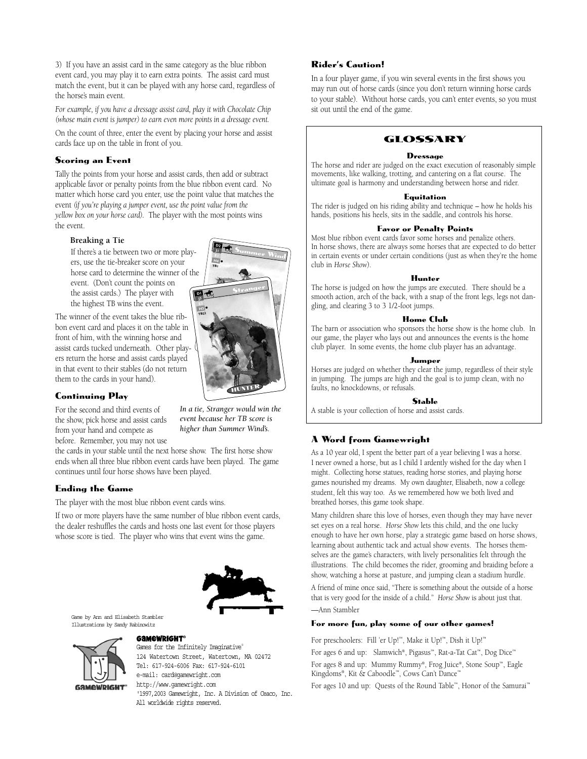3) If you have an assist card in the same category as the blue ribbon event card, you may play it to earn extra points. The assist card must match the event, but it can be played with any horse card, regardless of the horse's main event.

*For example, if you have a dressage assist card, play it with Chocolate Chip (whose main event is jumper) to earn even more points in a dressage event.*

On the count of three, enter the event by placing your horse and assist cards face up on the table in front of you.

### Scoring an Event

Tally the points from your horse and assist cards, then add or subtract applicable favor or penalty points from the blue ribbon event card. No matter which horse card you enter, use the point value that matches the event *(if you're playing a jumper event, use the point value from the yellow box on your horse card)*. The player with the most points wins the event.

#### Breaking a Tie

If there's a tie between two or more players, use the tie-breaker score on your horse card to determine the winner of the event. (Don't count the points on the assist cards.) The player with the highest TB wins the event.

The winner of the event takes the blue ribbon event card and places it on the table in front of him, with the winning horse and assist cards tucked underneath. Other players return the horse and assist cards played in that event to their stables (do not return them to the cards in your hand).

*In a tie, Stranger would win the event because her TB score is higher than Summer Wind's.*

### Continuing Play

For the second and third events of the show, pick horse and assist cards from your hand and compete as before. Remember, you may not use the cards in your stable until the next horse show. The first horse show ends when all three blue ribbon event cards have been played. The game continues until four horse shows have been played.

### Ending the Game

The player with the most blue ribbon event cards wins.

If two or more players have the same number of blue ribbon event cards, the dealer reshuffles the cards and hosts one last event for those players whose score is tied. The player who wins that event wins the game.

### Rider's Caution!

In a four player game, if you win several events in the first shows you may run out of horse cards (since you don't return winning horse cards to your stable). Without horse cards, you can't enter events, so you must sit out until the end of the game.

## GLOSSARY

**Dressage**
The horse and rider are judged on the exact execution of reasonably simple movements, like walking, trotting, and cantering on a flat course. The ultimate goal is harmony and understanding between horse and rider.

**Equitation**
The rider is judged on his riding ability and technique – how he holds his hands, positions his heels, sits in the saddle, and controls his horse.

**Favor or Penalty Points**
Most blue ribbon event cards favor some horses and penalize others. In horse shows, there are always some horses that are expected to do better in certain events or under certain conditions (just as when they're the home club in *Horse Show*).

**Hunter**
The horse is judged on how the jumps are executed. There should be a smooth action, arch of the back, with a snap of the front legs, legs not dangling, and clearing 3 to 3 1/2-foot jumps.

**Home Club**
The barn or association who sponsors the horse show is the home club. In our game, the player who lays out and announces the events is the home club player. In some events, the home club player has an advantage.

**Jumper**
Horses are judged on whether they clear the jump, regardless of their style in jumping. The jumps are high and the goal is to jump clean, with no faults, no knockdowns, or refusals.

**Stable**
A stable is your collection of horse and assist cards.

### A Word from Gamewright

As a 10 year old, I spent the better part of a year believing I was a horse. I never owned a horse, but as I child I ardently wished for the day when I might. Collecting horse statues, reading horse stories, and playing horse games nourished my dreams. My own daughter, Elisabeth, now a college student, felt this way too. As we remembered how we both lived and breathed horses, this game took shape.

Many children share this love of horses, even though they may have never set eyes on a real horse. *Horse Show* lets this child, and the one lucky enough to have her own horse, play a strategic game based on horse shows, learning about authentic tack and actual show events. The horses themselves are the game's characters, with lively personalities felt through the illustrations. The child becomes the rider, grooming and braiding before a show, watching a horse at pasture, and jumping clean a stadium hurdle.

A friend of mine once said, "There is something about the outside of a horse that is very good for the inside of a child." *Horse Show* is about just that.
—Ann Stambler

#### For more fun, play some of our other games!

For preschoolers: Fill 'er Up!™, Make it Up!™, Dish it Up!™

For ages 6 and up: Slamwich®, Pigasus™, Rat-a-Tat Cat™, Dog Dice™

For ages 8 and up: Mummy Rummy®, Frog Juice®, Stone Soup™, Eagle Kingdoms®, Kit & Caboodle™, Cows Can't Dance™

For ages 10 and up: Quests of the Round Table™, Honor of the Samurai™

Game by Ann and Elisabeth Stambler
Illustrations by Sandy Rabinowitz

GAMEWRIGHT®
Games for the Infinitely Imaginative®
124 Watertown Street, Watertown, MA 02472
Tel: 617-924-6006 Fax: 617-924-6101
e-mail: card@gamewright.com
http://www.gamewright.com
©1997,2003 Gamewright, Inc. A Division of Ceaco, Inc.
All worldwide rights reserved.